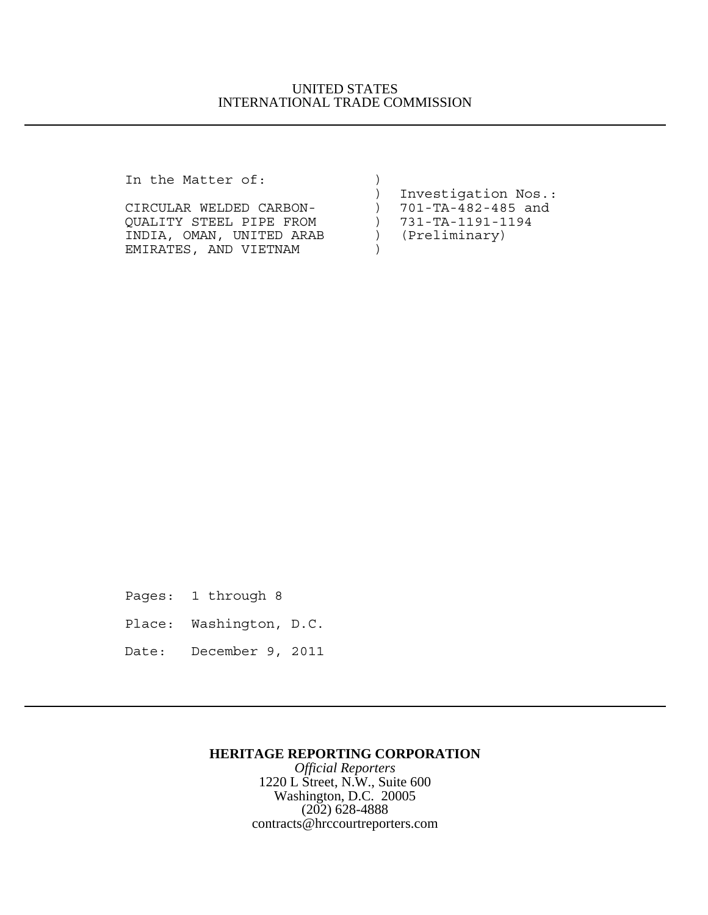UNITED STATES
INTERNATIONAL TRADE COMMISSION

---

```
In the Matter of:            )
                             )  Investigation Nos.:
CIRCULAR WELDED CARBON-      )  701-TA-482-485 and
QUALITY STEEL PIPE FROM      )  731-TA-1191-1194
INDIA, OMAN, UNITED ARAB     )  (Preliminary)
EMIRATES, AND VIETNAM        )
```

Pages: 1 through 8

Place: Washington, D.C.

Date: December 9, 2011

---

**HERITAGE REPORTING CORPORATION**
*Official Reporters*
1220 L Street, N.W., Suite 600
Washington, D.C. 20005
(202) 628-4888
contracts@hrccourtreporters.com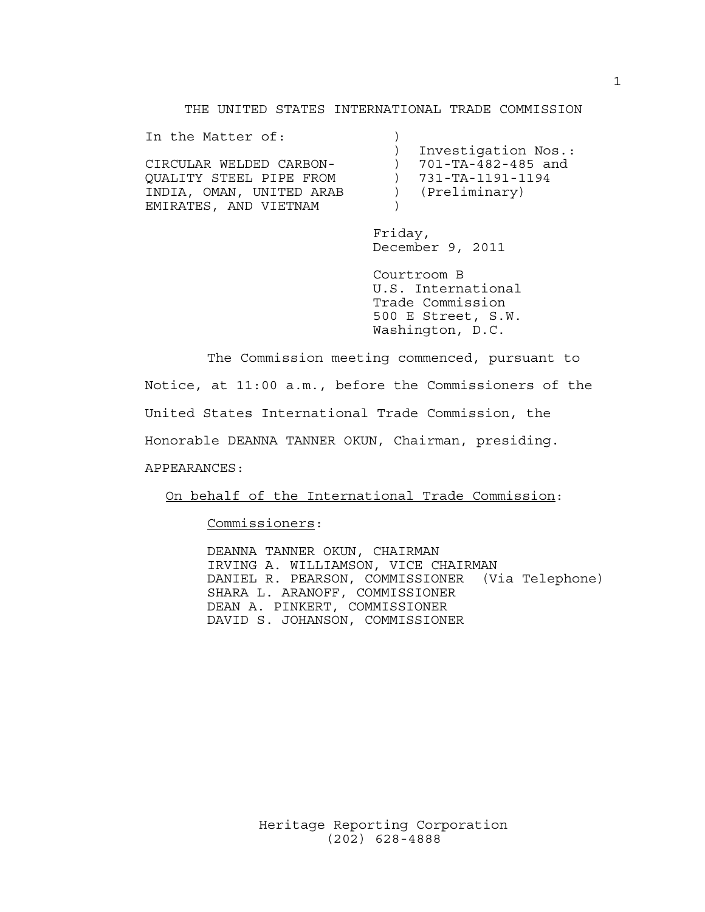THE UNITED STATES INTERNATIONAL TRADE COMMISSION

```
In the Matter of:              )
                               )  Investigation Nos.:
CIRCULAR WELDED CARBON-        )  701-TA-482-485 and
QUALITY STEEL PIPE FROM        )  731-TA-1191-1194
INDIA, OMAN, UNITED ARAB       )  (Preliminary)
EMIRATES, AND VIETNAM          )
```

Friday,
December 9, 2011

Courtroom B
U.S. International
Trade Commission
500 E Street, S.W.
Washington, D.C.

The Commission meeting commenced, pursuant to Notice, at 11:00 a.m., before the Commissioners of the United States International Trade Commission, the Honorable DEANNA TANNER OKUN, Chairman, presiding.

APPEARANCES:

On behalf of the International Trade Commission:

Commissioners:

DEANNA TANNER OKUN, CHAIRMAN
IRVING A. WILLIAMSON, VICE CHAIRMAN
DANIEL R. PEARSON, COMMISSIONER (Via Telephone)
SHARA L. ARANOFF, COMMISSIONER
DEAN A. PINKERT, COMMISSIONER
DAVID S. JOHANSON, COMMISSIONER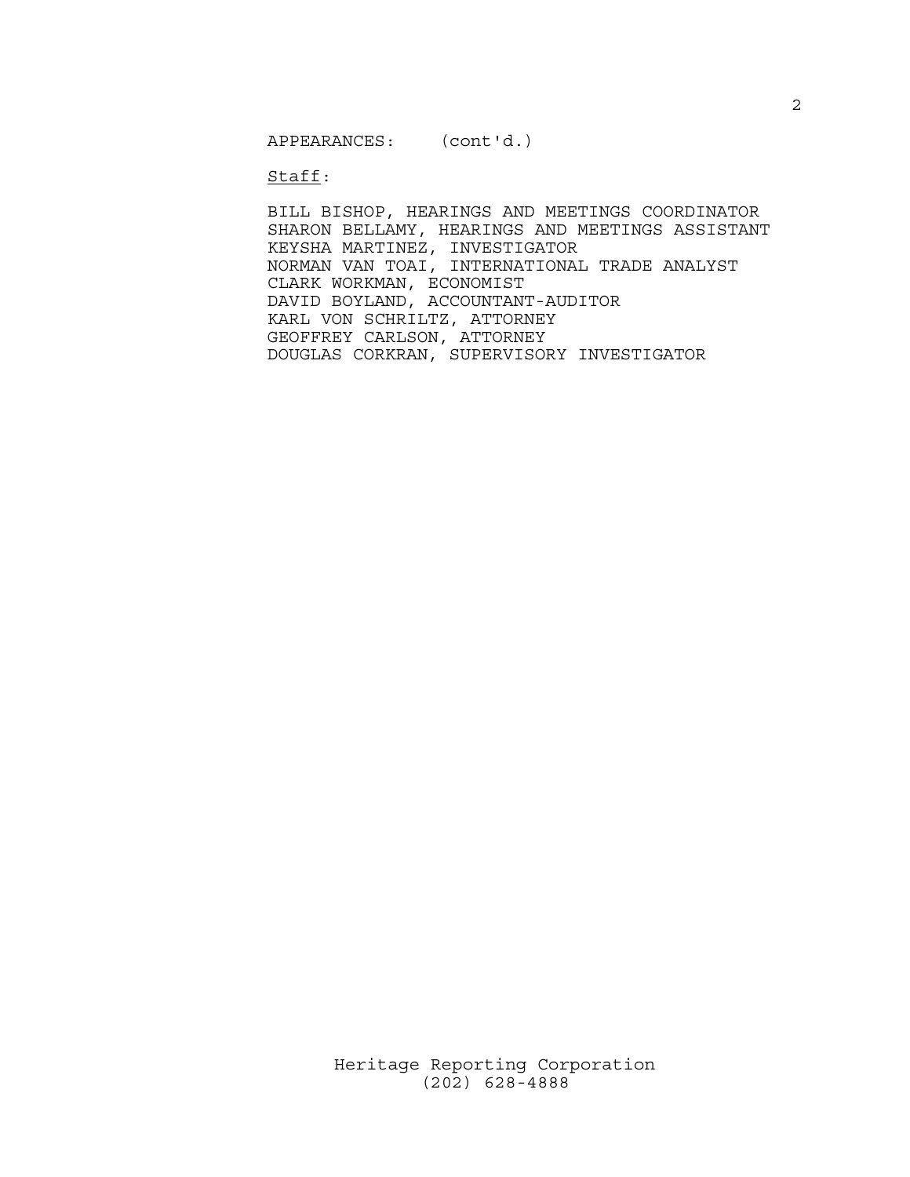APPEARANCES: (cont'd.)

<u>Staff</u>:

BILL BISHOP, HEARINGS AND MEETINGS COORDINATOR
SHARON BELLAMY, HEARINGS AND MEETINGS ASSISTANT
KEYSHA MARTINEZ, INVESTIGATOR
NORMAN VAN TOAI, INTERNATIONAL TRADE ANALYST
CLARK WORKMAN, ECONOMIST
DAVID BOYLAND, ACCOUNTANT-AUDITOR
KARL VON SCHRILTZ, ATTORNEY
GEOFFREY CARLSON, ATTORNEY
DOUGLAS CORKRAN, SUPERVISORY INVESTIGATOR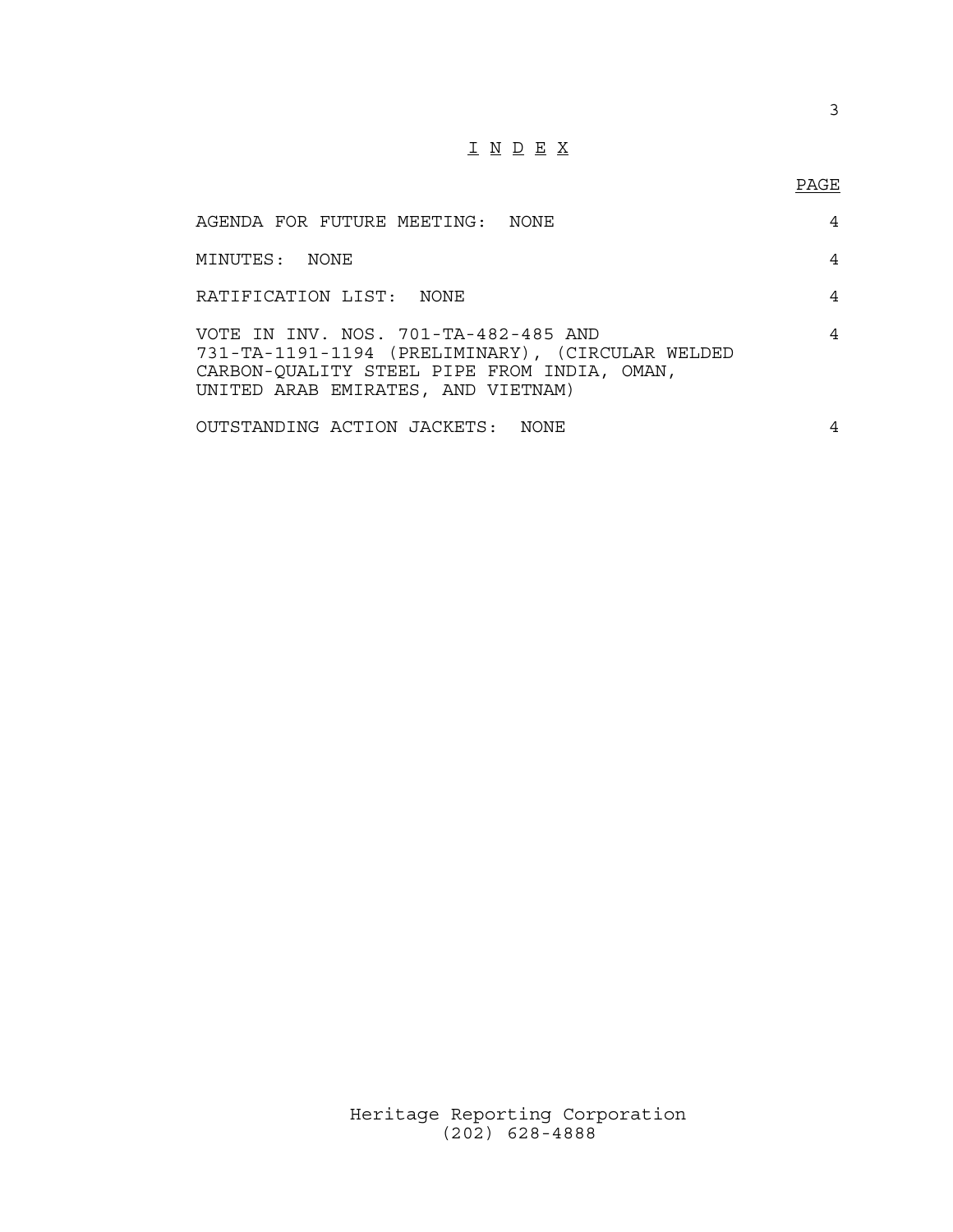# I N D E X

| | PAGE |
| --- | --- |
| AGENDA FOR FUTURE MEETING: NONE | 4 |
| MINUTES: NONE | 4 |
| RATIFICATION LIST: NONE | 4 |
| VOTE IN INV. NOS. 701-TA-482-485 AND 731-TA-1191-1194 (PRELIMINARY), (CIRCULAR WELDED CARBON-QUALITY STEEL PIPE FROM INDIA, OMAN, UNITED ARAB EMIRATES, AND VIETNAM) | 4 |
| OUTSTANDING ACTION JACKETS: NONE | 4 |

Heritage Reporting Corporation
(202) 628-4888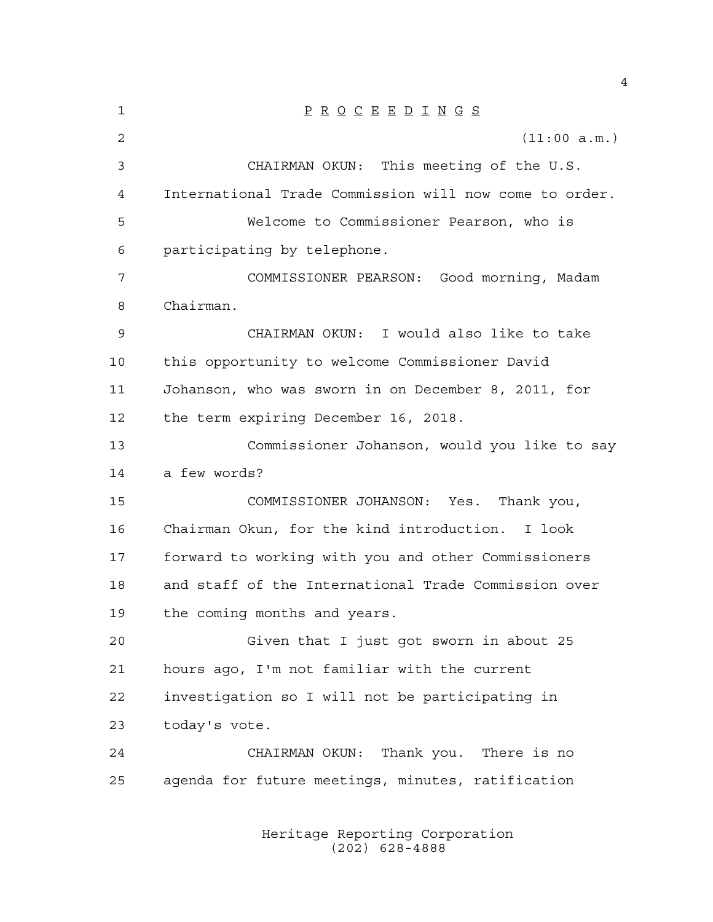# P R O C E E D I N G S

(11:00 a.m.)

CHAIRMAN OKUN: This meeting of the U.S. International Trade Commission will now come to order.

Welcome to Commissioner Pearson, who is participating by telephone.

COMMISSIONER PEARSON: Good morning, Madam Chairman.

CHAIRMAN OKUN: I would also like to take this opportunity to welcome Commissioner David Johanson, who was sworn in on December 8, 2011, for the term expiring December 16, 2018.

Commissioner Johanson, would you like to say a few words?

COMMISSIONER JOHANSON: Yes. Thank you, Chairman Okun, for the kind introduction. I look forward to working with you and other Commissioners and staff of the International Trade Commission over the coming months and years.

Given that I just got sworn in about 25 hours ago, I'm not familiar with the current investigation so I will not be participating in today's vote.

CHAIRMAN OKUN: Thank you. There is no agenda for future meetings, minutes, ratification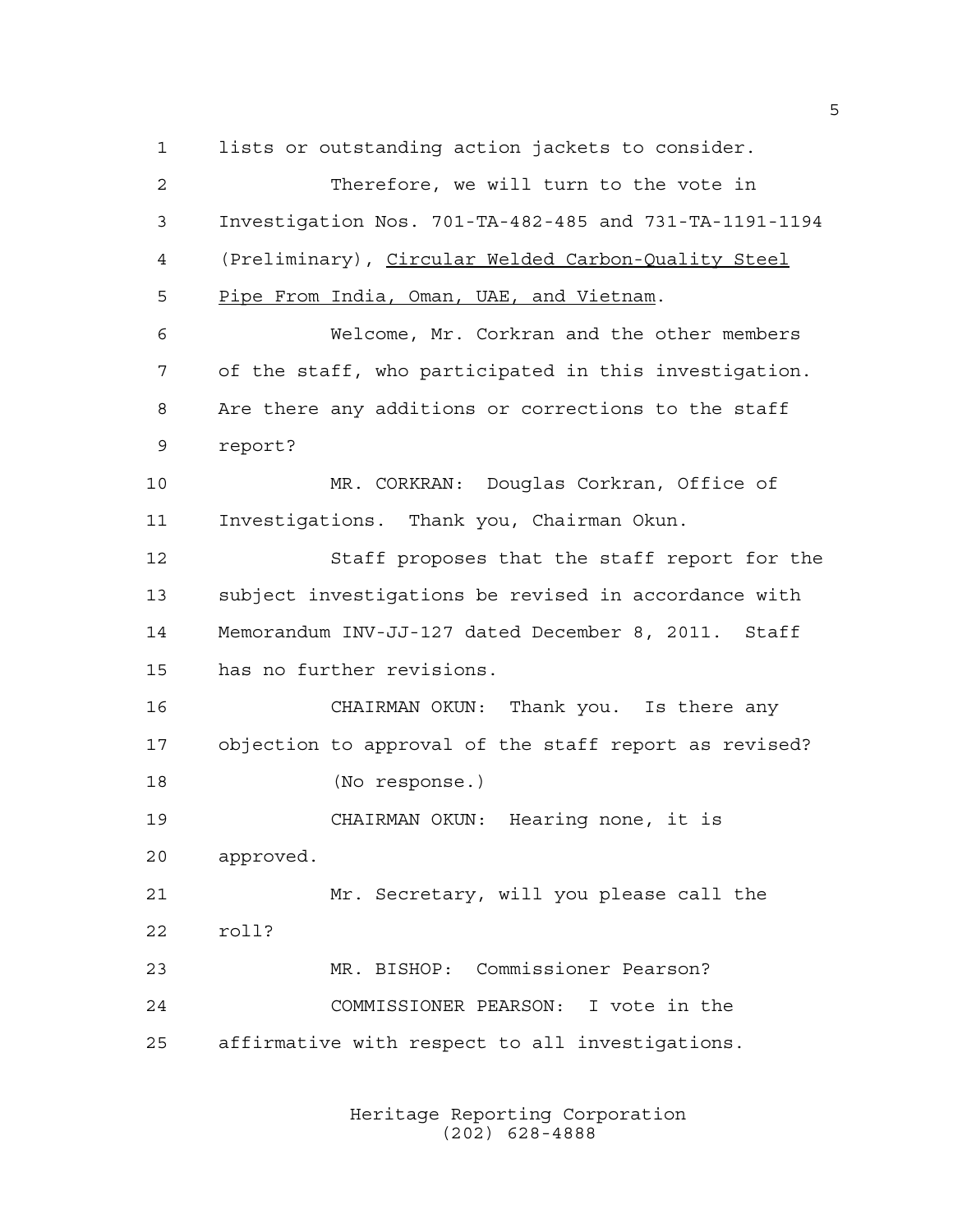lists or outstanding action jackets to consider.

Therefore, we will turn to the vote in Investigation Nos. 701-TA-482-485 and 731-TA-1191-1194 (Preliminary), Circular Welded Carbon-Quality Steel Pipe From India, Oman, UAE, and Vietnam.

Welcome, Mr. Corkran and the other members of the staff, who participated in this investigation. Are there any additions or corrections to the staff report?

MR. CORKRAN: Douglas Corkran, Office of Investigations. Thank you, Chairman Okun.

Staff proposes that the staff report for the subject investigations be revised in accordance with Memorandum INV-JJ-127 dated December 8, 2011. Staff has no further revisions.

CHAIRMAN OKUN: Thank you. Is there any objection to approval of the staff report as revised?

(No response.)

CHAIRMAN OKUN: Hearing none, it is approved.

Mr. Secretary, will you please call the roll?

MR. BISHOP: Commissioner Pearson?

COMMISSIONER PEARSON: I vote in the affirmative with respect to all investigations.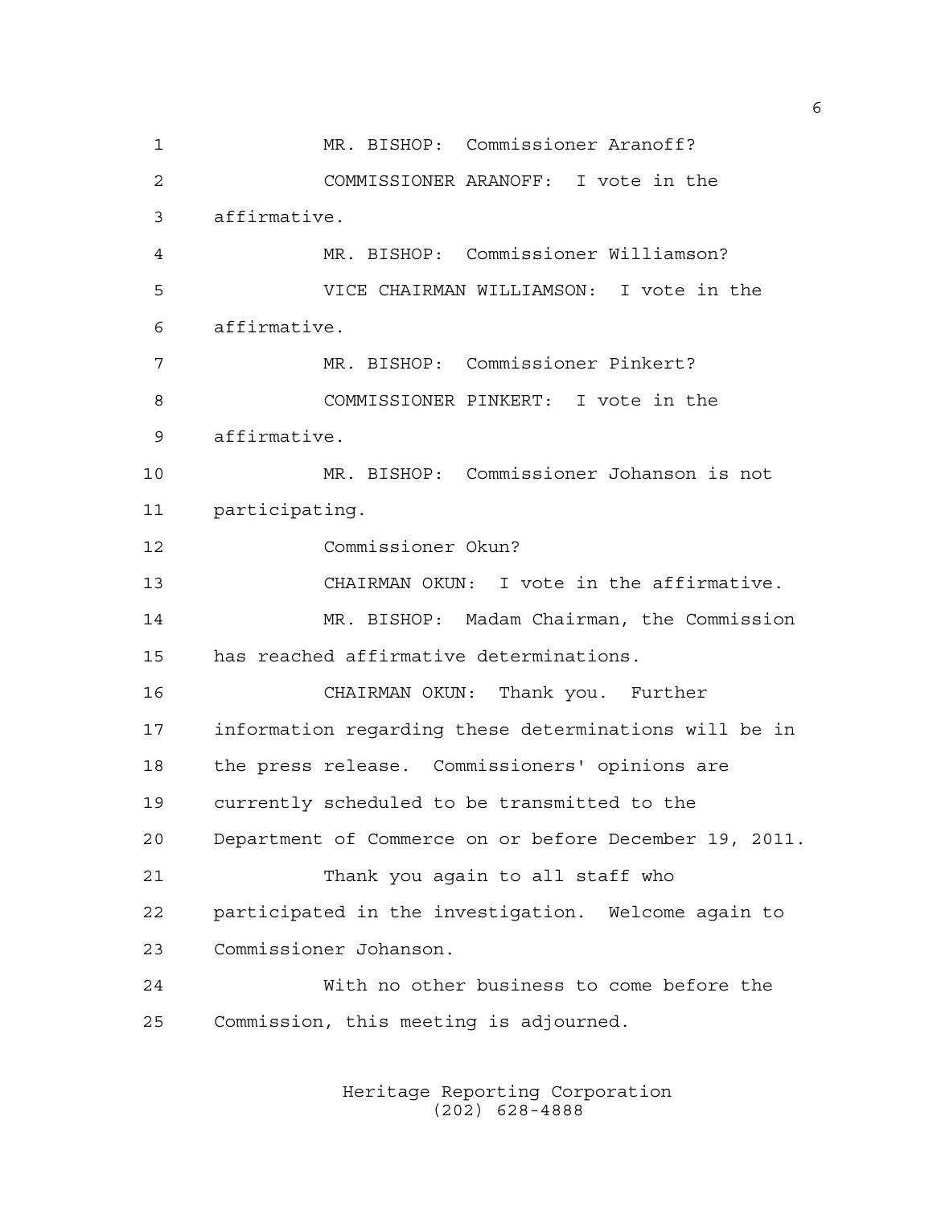MR. BISHOP: Commissioner Aranoff?

COMMISSIONER ARANOFF: I vote in the affirmative.

MR. BISHOP: Commissioner Williamson?

VICE CHAIRMAN WILLIAMSON: I vote in the affirmative.

MR. BISHOP: Commissioner Pinkert?

COMMISSIONER PINKERT: I vote in the affirmative.

MR. BISHOP: Commissioner Johanson is not participating.

Commissioner Okun?

CHAIRMAN OKUN: I vote in the affirmative.

MR. BISHOP: Madam Chairman, the Commission has reached affirmative determinations.

CHAIRMAN OKUN: Thank you. Further information regarding these determinations will be in the press release. Commissioners' opinions are currently scheduled to be transmitted to the Department of Commerce on or before December 19, 2011.

Thank you again to all staff who participated in the investigation. Welcome again to Commissioner Johanson.

With no other business to come before the Commission, this meeting is adjourned.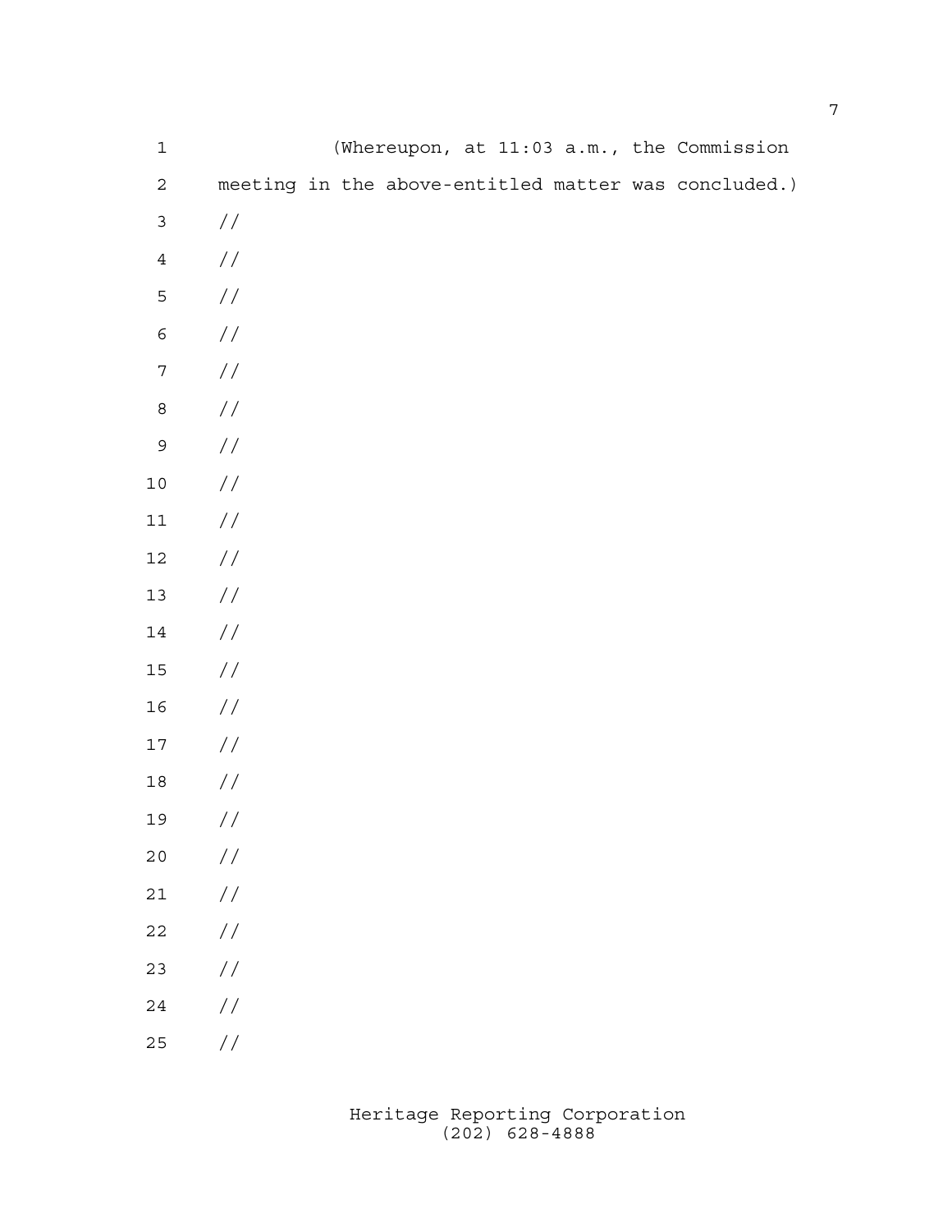(Whereupon, at 11:03 a.m., the Commission meeting in the above-entitled matter was concluded.)

//

//

//

//

//

//

//

//

//

//

//

//

//

//

//

//

//

//

//

//

//

//

//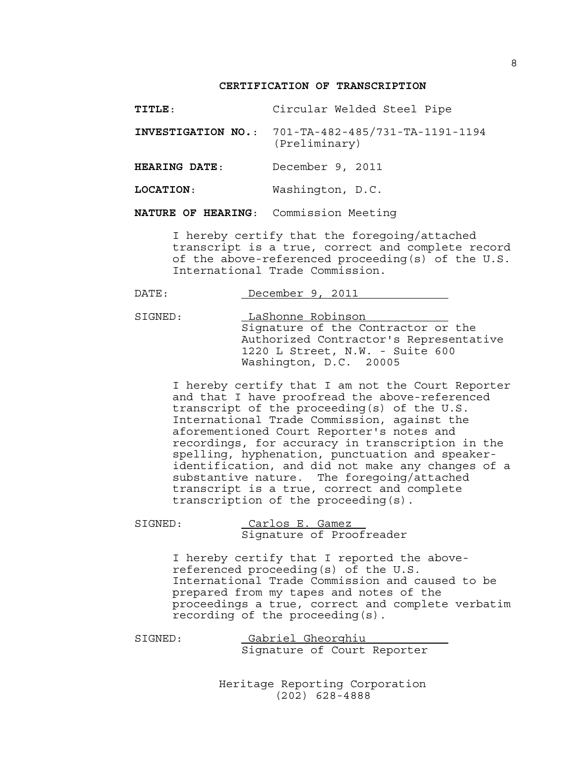**CERTIFICATION OF TRANSCRIPTION**

**TITLE**: Circular Welded Steel Pipe

**INVESTIGATION NO.**: 701-TA-482-485/731-TA-1191-1194 (Preliminary)

**HEARING DATE**: December 9, 2011

**LOCATION**: Washington, D.C.

**NATURE OF HEARING**: Commission Meeting

I hereby certify that the foregoing/attached transcript is a true, correct and complete record of the above-referenced proceeding(s) of the U.S. International Trade Commission.

DATE: December 9, 2011

SIGNED: LaShonne Robinson
Signature of the Contractor or the Authorized Contractor's Representative
1220 L Street, N.W. - Suite 600
Washington, D.C. 20005

I hereby certify that I am not the Court Reporter and that I have proofread the above-referenced transcript of the proceeding(s) of the U.S. International Trade Commission, against the aforementioned Court Reporter's notes and recordings, for accuracy in transcription in the spelling, hyphenation, punctuation and speaker-identification, and did not make any changes of a substantive nature. The foregoing/attached transcript is a true, correct and complete transcription of the proceeding(s).

SIGNED: Carlos E. Gamez
Signature of Proofreader

I hereby certify that I reported the above-referenced proceeding(s) of the U.S. International Trade Commission and caused to be prepared from my tapes and notes of the proceedings a true, correct and complete verbatim recording of the proceeding(s).

SIGNED: Gabriel Gheorghiu
Signature of Court Reporter